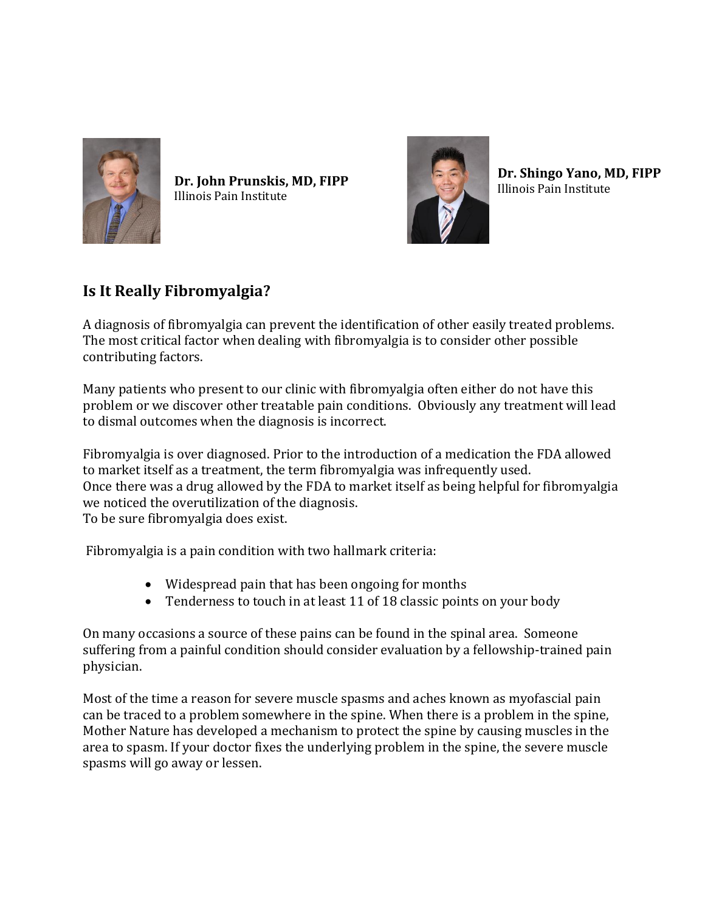**Dr. John Prunskis, MD, FIPP**
Illinois Pain Institute

**Dr. Shingo Yano, MD, FIPP**
Illinois Pain Institute

## Is It Really Fibromyalgia?

A diagnosis of fibromyalgia can prevent the identification of other easily treated problems. The most critical factor when dealing with fibromyalgia is to consider other possible contributing factors.

Many patients who present to our clinic with fibromyalgia often either do not have this problem or we discover other treatable pain conditions. Obviously any treatment will lead to dismal outcomes when the diagnosis is incorrect.

Fibromyalgia is over diagnosed. Prior to the introduction of a medication the FDA allowed to market itself as a treatment, the term fibromyalgia was infrequently used.
Once there was a drug allowed by the FDA to market itself as being helpful for fibromyalgia we noticed the overutilization of the diagnosis.
To be sure fibromyalgia does exist.

Fibromyalgia is a pain condition with two hallmark criteria:

- Widespread pain that has been ongoing for months
- Tenderness to touch in at least 11 of 18 classic points on your body

On many occasions a source of these pains can be found in the spinal area. Someone suffering from a painful condition should consider evaluation by a fellowship-trained pain physician.

Most of the time a reason for severe muscle spasms and aches known as myofascial pain can be traced to a problem somewhere in the spine. When there is a problem in the spine, Mother Nature has developed a mechanism to protect the spine by causing muscles in the area to spasm. If your doctor fixes the underlying problem in the spine, the severe muscle spasms will go away or lessen.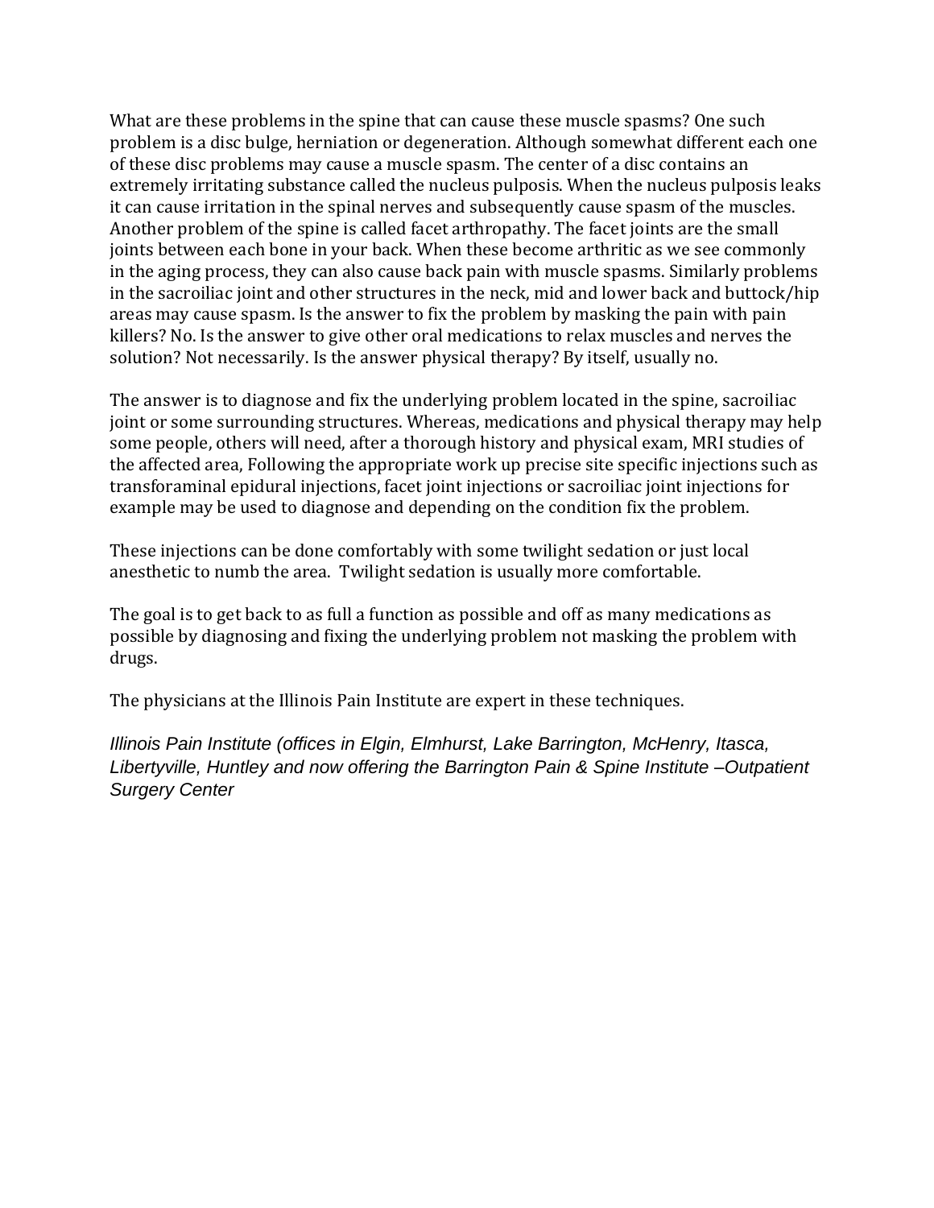What are these problems in the spine that can cause these muscle spasms? One such problem is a disc bulge, herniation or degeneration. Although somewhat different each one of these disc problems may cause a muscle spasm. The center of a disc contains an extremely irritating substance called the nucleus pulposis. When the nucleus pulposis leaks it can cause irritation in the spinal nerves and subsequently cause spasm of the muscles. Another problem of the spine is called facet arthropathy. The facet joints are the small joints between each bone in your back. When these become arthritic as we see commonly in the aging process, they can also cause back pain with muscle spasms. Similarly problems in the sacroiliac joint and other structures in the neck, mid and lower back and buttock/hip areas may cause spasm. Is the answer to fix the problem by masking the pain with pain killers? No. Is the answer to give other oral medications to relax muscles and nerves the solution? Not necessarily. Is the answer physical therapy? By itself, usually no.

The answer is to diagnose and fix the underlying problem located in the spine, sacroiliac joint or some surrounding structures. Whereas, medications and physical therapy may help some people, others will need, after a thorough history and physical exam, MRI studies of the affected area, Following the appropriate work up precise site specific injections such as transforaminal epidural injections, facet joint injections or sacroiliac joint injections for example may be used to diagnose and depending on the condition fix the problem.

These injections can be done comfortably with some twilight sedation or just local anesthetic to numb the area. Twilight sedation is usually more comfortable.

The goal is to get back to as full a function as possible and off as many medications as possible by diagnosing and fixing the underlying problem not masking the problem with drugs.

The physicians at the Illinois Pain Institute are expert in these techniques.

*Illinois Pain Institute (offices in Elgin, Elmhurst, Lake Barrington, McHenry, Itasca, Libertyville, Huntley and now offering the Barrington Pain & Spine Institute –Outpatient Surgery Center*